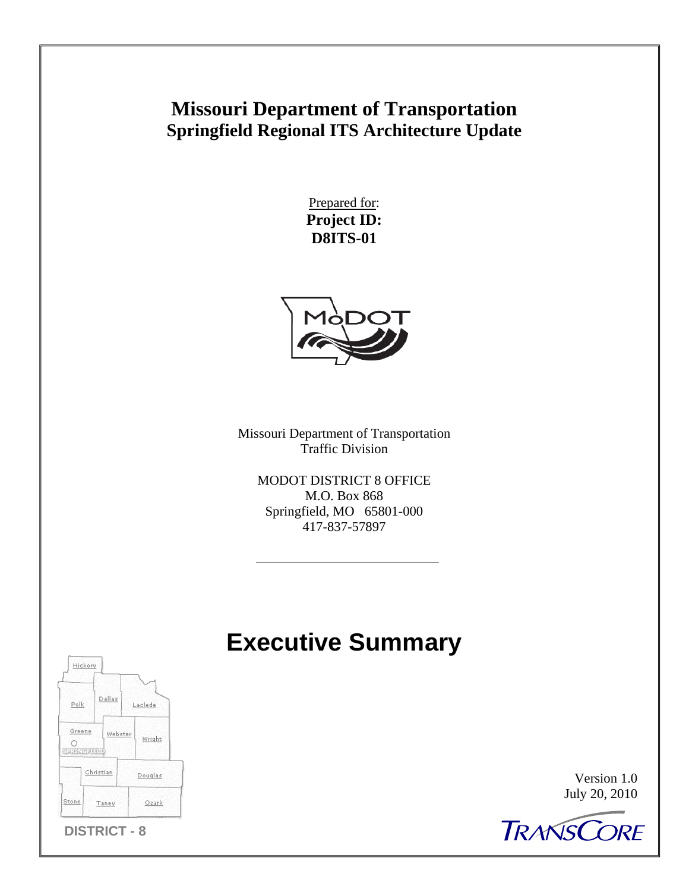# Missouri Department of Transportation

## Springfield Regional ITS Architecture Update

Prepared for:
**Project ID:**
**D8ITS-01**

Missouri Department of Transportation
Traffic Division

MODOT DISTRICT 8 OFFICE
M.O. Box 868
Springfield, MO 65801-000
417-837-57897

# Executive Summary

Hickory
Polk
Dallas
Laclede
Greene
SPRINGFIELD
Webster
Wright
Christian
Douglas
Stone
Taney
Ozark

**DISTRICT - 8**

Version 1.0
July 20, 2010

TRANSCORE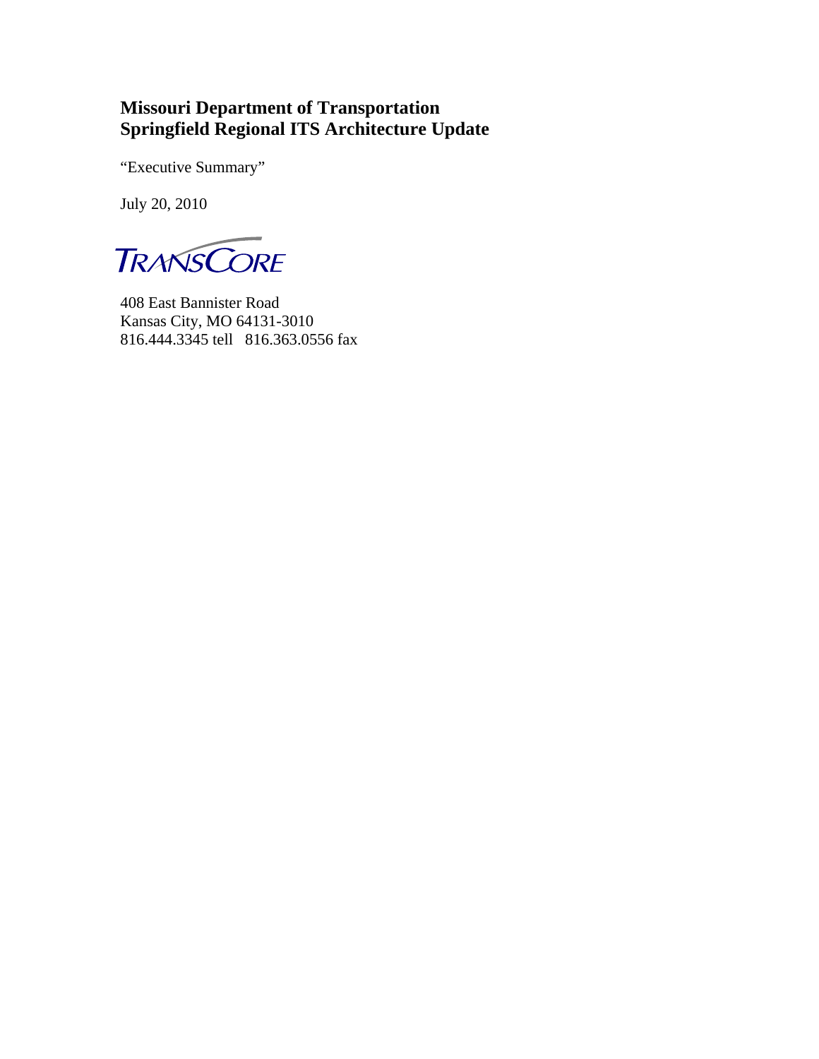**Missouri Department of Transportation**
**Springfield Regional ITS Architecture Update**

"Executive Summary"

July 20, 2010

TRANSCORE

408 East Bannister Road
Kansas City, MO 64131-3010
816.444.3345 tell 816.363.0556 fax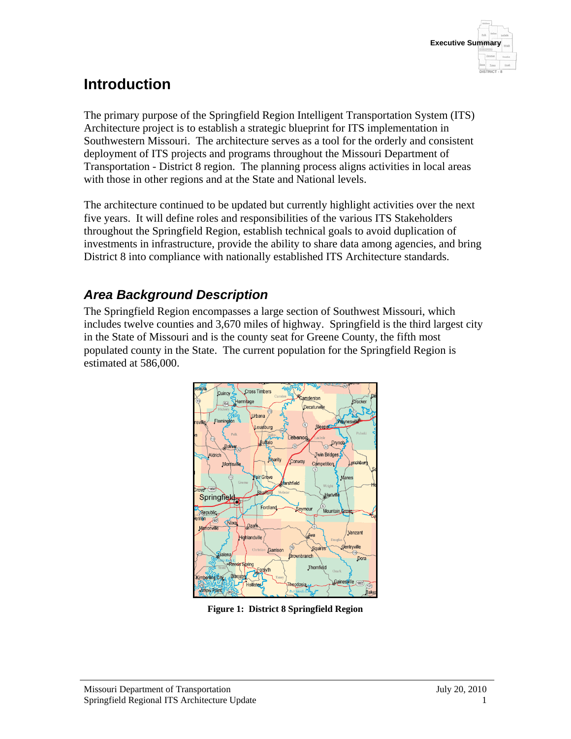# Introduction

The primary purpose of the Springfield Region Intelligent Transportation System (ITS) Architecture project is to establish a strategic blueprint for ITS implementation in Southwestern Missouri. The architecture serves as a tool for the orderly and consistent deployment of ITS projects and programs throughout the Missouri Department of Transportation - District 8 region. The planning process aligns activities in local areas with those in other regions and at the State and National levels.

The architecture continued to be updated but currently highlight activities over the next five years. It will define roles and responsibilities of the various ITS Stakeholders throughout the Springfield Region, establish technical goals to avoid duplication of investments in infrastructure, provide the ability to share data among agencies, and bring District 8 into compliance with nationally established ITS Architecture standards.

## *Area Background Description*

The Springfield Region encompasses a large section of Southwest Missouri, which includes twelve counties and 3,670 miles of highway. Springfield is the third largest city in the State of Missouri and is the county seat for Greene County, the fifth most populated county in the State. The current population for the Springfield Region is estimated at 586,000.

**Figure 1: District 8 Springfield Region**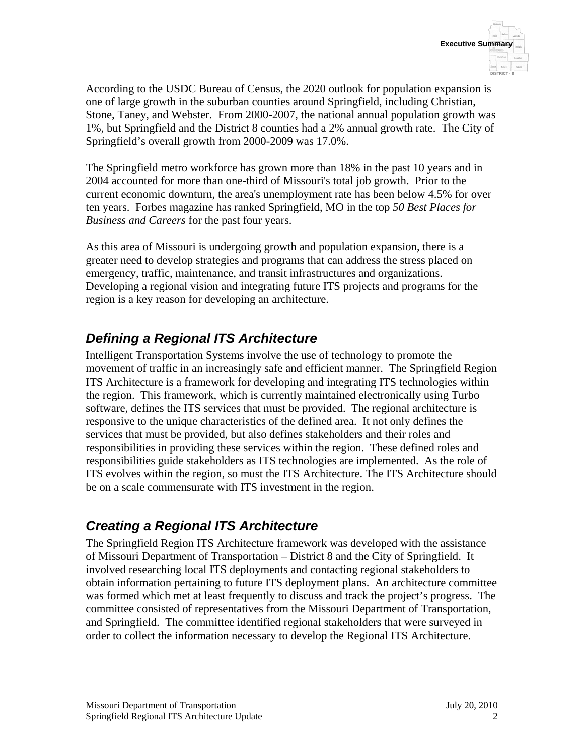According to the USDC Bureau of Census, the 2020 outlook for population expansion is one of large growth in the suburban counties around Springfield, including Christian, Stone, Taney, and Webster. From 2000-2007, the national annual population growth was 1%, but Springfield and the District 8 counties had a 2% annual growth rate. The City of Springfield's overall growth from 2000-2009 was 17.0%.

The Springfield metro workforce has grown more than 18% in the past 10 years and in 2004 accounted for more than one-third of Missouri's total job growth. Prior to the current economic downturn, the area's unemployment rate has been below 4.5% for over ten years. Forbes magazine has ranked Springfield, MO in the top *50 Best Places for Business and Careers* for the past four years.

As this area of Missouri is undergoing growth and population expansion, there is a greater need to develop strategies and programs that can address the stress placed on emergency, traffic, maintenance, and transit infrastructures and organizations. Developing a regional vision and integrating future ITS projects and programs for the region is a key reason for developing an architecture.

## *Defining a Regional ITS Architecture*

Intelligent Transportation Systems involve the use of technology to promote the movement of traffic in an increasingly safe and efficient manner. The Springfield Region ITS Architecture is a framework for developing and integrating ITS technologies within the region. This framework, which is currently maintained electronically using Turbo software, defines the ITS services that must be provided. The regional architecture is responsive to the unique characteristics of the defined area. It not only defines the services that must be provided, but also defines stakeholders and their roles and responsibilities in providing these services within the region. These defined roles and responsibilities guide stakeholders as ITS technologies are implemented. As the role of ITS evolves within the region, so must the ITS Architecture. The ITS Architecture should be on a scale commensurate with ITS investment in the region.

## *Creating a Regional ITS Architecture*

The Springfield Region ITS Architecture framework was developed with the assistance of Missouri Department of Transportation – District 8 and the City of Springfield. It involved researching local ITS deployments and contacting regional stakeholders to obtain information pertaining to future ITS deployment plans. An architecture committee was formed which met at least frequently to discuss and track the project's progress. The committee consisted of representatives from the Missouri Department of Transportation, and Springfield. The committee identified regional stakeholders that were surveyed in order to collect the information necessary to develop the Regional ITS Architecture.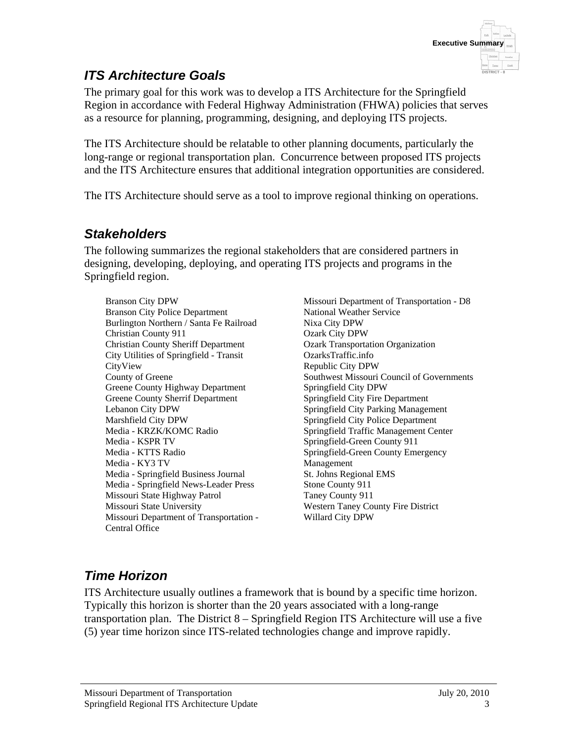## ITS Architecture Goals

The primary goal for this work was to develop a ITS Architecture for the Springfield Region in accordance with Federal Highway Administration (FHWA) policies that serves as a resource for planning, programming, designing, and deploying ITS projects.

The ITS Architecture should be relatable to other planning documents, particularly the long-range or regional transportation plan. Concurrence between proposed ITS projects and the ITS Architecture ensures that additional integration opportunities are considered.

The ITS Architecture should serve as a tool to improve regional thinking on operations.

## Stakeholders

The following summarizes the regional stakeholders that are considered partners in designing, developing, deploying, and operating ITS projects and programs in the Springfield region.

- Branson City DPW
- Branson City Police Department
- Burlington Northern / Santa Fe Railroad
- Christian County 911
- Christian County Sheriff Department
- City Utilities of Springfield - Transit
- CityView
- County of Greene
- Greene County Highway Department
- Greene County Sherrif Department
- Lebanon City DPW
- Marshfield City DPW
- Media - KRZK/KOMC Radio
- Media - KSPR TV
- Media - KTTS Radio
- Media - KY3 TV
- Media - Springfield Business Journal
- Media - Springfield News-Leader Press
- Missouri State Highway Patrol
- Missouri State University
- Missouri Department of Transportation - Central Office
- Missouri Department of Transportation - D8
- National Weather Service
- Nixa City DPW
- Ozark City DPW
- Ozark Transportation Organization
- OzarksTraffic.info
- Republic City DPW
- Southwest Missouri Council of Governments
- Springfield City DPW
- Springfield City Fire Department
- Springfield City Parking Management
- Springfield City Police Department
- Springfield Traffic Management Center
- Springfield-Green County 911
- Springfield-Green County Emergency Management
- St. Johns Regional EMS
- Stone County 911
- Taney County 911
- Western Taney County Fire District
- Willard City DPW

## Time Horizon

ITS Architecture usually outlines a framework that is bound by a specific time horizon. Typically this horizon is shorter than the 20 years associated with a long-range transportation plan. The District 8 – Springfield Region ITS Architecture will use a five (5) year time horizon since ITS-related technologies change and improve rapidly.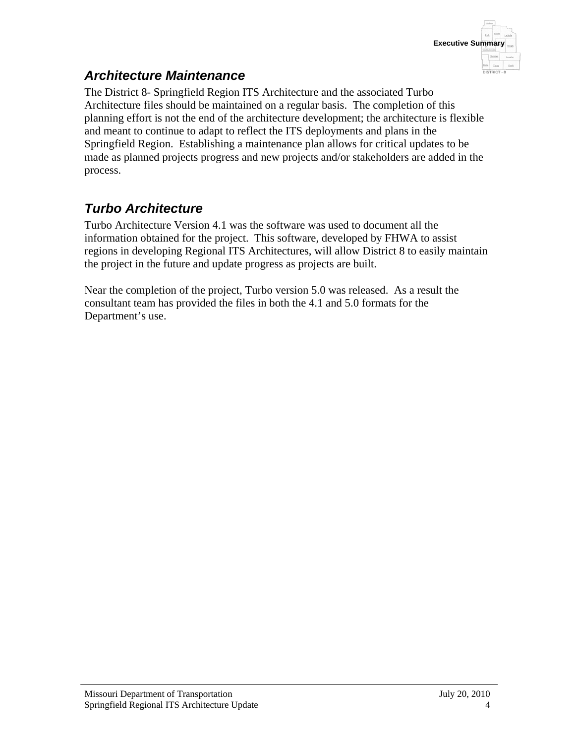## Architecture Maintenance

The District 8- Springfield Region ITS Architecture and the associated Turbo Architecture files should be maintained on a regular basis. The completion of this planning effort is not the end of the architecture development; the architecture is flexible and meant to continue to adapt to reflect the ITS deployments and plans in the Springfield Region. Establishing a maintenance plan allows for critical updates to be made as planned projects progress and new projects and/or stakeholders are added in the process.

## Turbo Architecture

Turbo Architecture Version 4.1 was the software was used to document all the information obtained for the project. This software, developed by FHWA to assist regions in developing Regional ITS Architectures, will allow District 8 to easily maintain the project in the future and update progress as projects are built.

Near the completion of the project, Turbo version 5.0 was released. As a result the consultant team has provided the files in both the 4.1 and 5.0 formats for the Department's use.